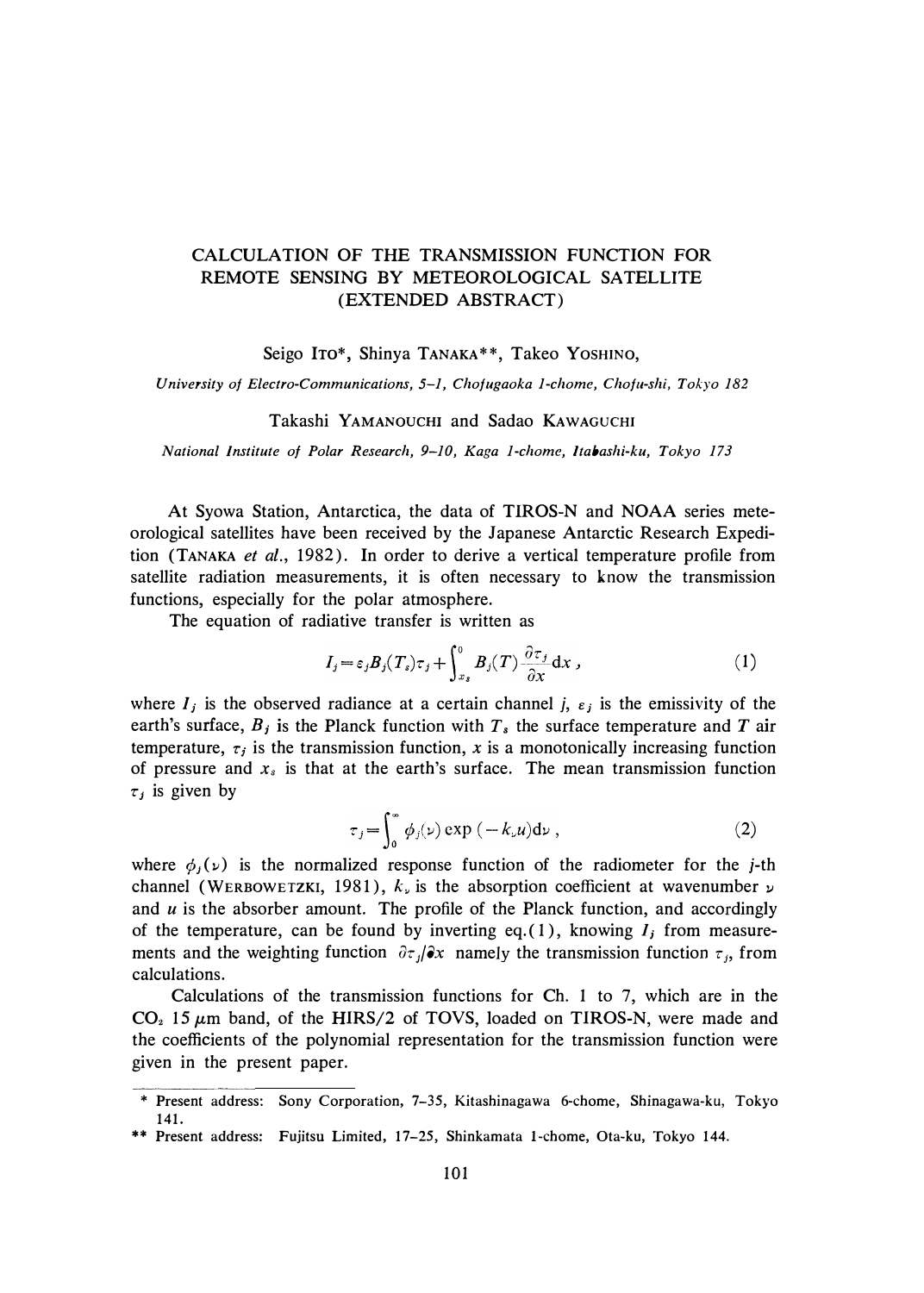# CALCULATION OF THE TRANSMISSION FUNCTION FOR REMOTE SENSING BY METEOROLOGICAL SATELLITE (EXTENDED ABSTRACT)

Seigo ITO*, Shinya TANAKA**, Takeo YOSHINO,

*University of Electro-Communications, 5–1, Chofugaoka 1-chome, Chofu-shi, Tokyo 182*

Takashi YAMANOUCHI and Sadao KAWAGUCHI

*National Institute of Polar Research, 9–10, Kaga 1-chome, Itabashi-ku, Tokyo 173*

At Syowa Station, Antarctica, the data of TIROS-N and NOAA series meteorological satellites have been received by the Japanese Antarctic Research Expedition (TANAKA *et al.*, 1982). In order to derive a vertical temperature profile from satellite radiation measurements, it is often necessary to know the transmission functions, especially for the polar atmosphere.

The equation of radiative transfer is written as

$$I_j = \varepsilon_j B_j(T_s)\tau_j + \int_{x_s}^{0} B_j(T)\frac{\partial \tau_j}{\partial x}\mathrm{d}x\,, \tag{1}$$

where $I_j$ is the observed radiance at a certain channel $j$, $\varepsilon_j$ is the emissivity of the earth's surface, $B_j$ is the Planck function with $T_s$ the surface temperature and $T$ air temperature, $\tau_j$ is the transmission function, $x$ is a monotonically increasing function of pressure and $x_s$ is that at the earth's surface. The mean transmission function $\tau_j$ is given by

$$\tau_j = \int_0^{\infty} \phi_j(\nu)\exp(-k_\nu u)\mathrm{d}\nu\,, \tag{2}$$

where $\phi_j(\nu)$ is the normalized response function of the radiometer for the $j$-th channel (WERBOWETZKI, 1981), $k_\nu$ is the absorption coefficient at wavenumber $\nu$ and $u$ is the absorber amount. The profile of the Planck function, and accordingly of the temperature, can be found by inverting eq. (1), knowing $I_j$ from measurements and the weighting function $\partial\tau_j/\partial x$ namely the transmission function $\tau_j$, from calculations.

Calculations of the transmission functions for Ch. 1 to 7, which are in the $CO_2$ 15 $\mu$m band, of the HIRS/2 of TOVS, loaded on TIROS-N, were made and the coefficients of the polynomial representation for the transmission function were given in the present paper.

---

\* Present address: Sony Corporation, 7–35, Kitashinagawa 6-chome, Shinagawa-ku, Tokyo 141.

\*\* Present address: Fujitsu Limited, 17–25, Shinkamata 1-chome, Ota-ku, Tokyo 144.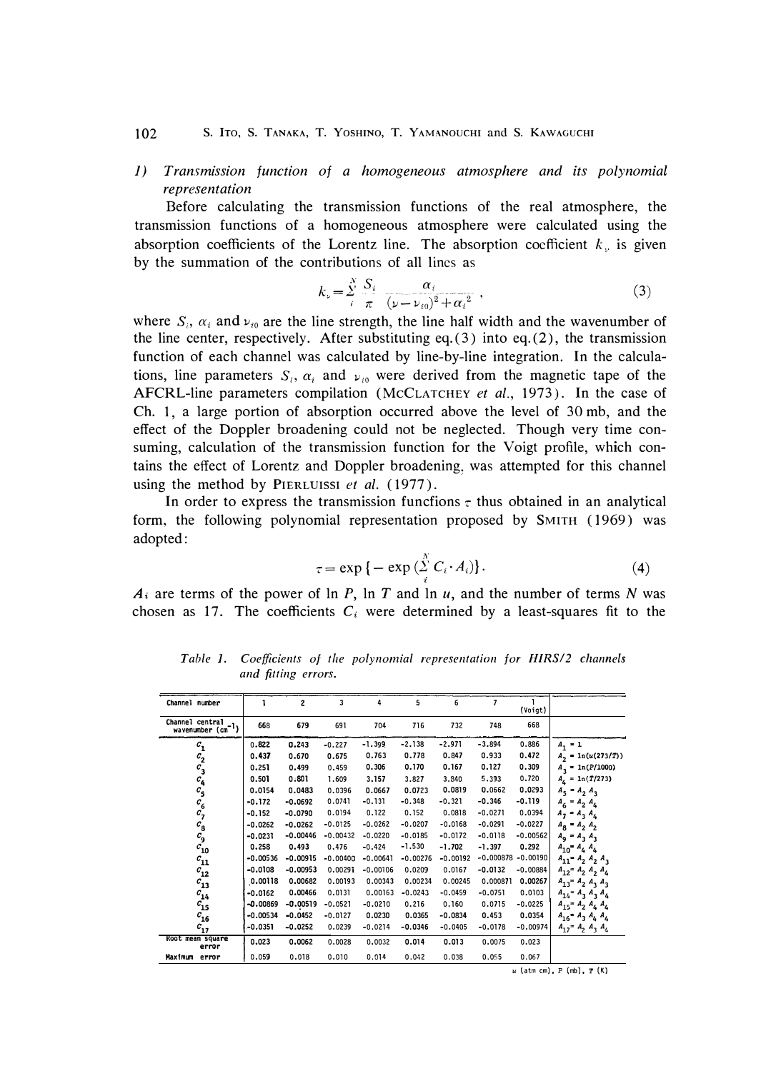### 1) *Transmission function of a homogeneous atmosphere and its polynomial representation*

Before calculating the transmission functions of the real atmosphere, the transmission functions of a homogeneous atmosphere were calculated using the absorption coefficients of the Lorentz line. The absorption coefficient $k_\nu$ is given by the summation of the contributions of all lines as

$$k_\nu = \sum_i^N \frac{S_i}{\pi} \frac{\alpha_i}{(\nu - \nu_{i0})^2 + \alpha_i^2}, \tag{3}$$

where $S_i$, $\alpha_i$ and $\nu_{i0}$ are the line strength, the line half width and the wavenumber of the line center, respectively. After substituting eq. (3) into eq. (2), the transmission function of each channel was calculated by line-by-line integration. In the calculations, line parameters $S_i$, $\alpha_i$ and $\nu_{i0}$ were derived from the magnetic tape of the AFCRL-line parameters compilation (McClatchey *et al.*, 1973). In the case of Ch. 1, a large portion of absorption occurred above the level of 30 mb, and the effect of the Doppler broadening could not be neglected. Though very time consuming, calculation of the transmission function for the Voigt profile, which contains the effect of Lorentz and Doppler broadening, was attempted for this channel using the method by Pierluissi *et al.* (1977).

In order to express the transmission funcfions $\tau$ thus obtained in an analytical form, the following polynomial representation proposed by Smith (1969) was adopted:

$$\tau = \exp\{-\exp(\sum_i^N C_i \cdot A_i)\}. \tag{4}$$

$A_i$ are terms of the power of ln $P$, ln $T$ and ln $u$, and the number of terms $N$ was chosen as 17. The coefficients $C_i$ were determined by a least-squares fit to the

*Table 1. Coefficients of the polynomial representation for HIRS/2 channels and fitting errors.*

| Channel number | 1 | 2 | 3 | 4 | 5 | 6 | 7 | 1 (Voigt) | |
|---|---|---|---|---|---|---|---|---|---|
| Channel central wavenumber (cm$^{-1}$) | 668 | 679 | 691 | 704 | 716 | 732 | 748 | 668 | |
| $C_1$ | 0.822 | 0.243 | -0.227 | -1.399 | -2.138 | -2.971 | -3.894 | 0.886 | $A_1 = 1$ |
| $C_2$ | 0.437 | 0.670 | 0.675 | 0.763 | 0.778 | 0.847 | 0.933 | 0.472 | $A_2 = \ln(u(273/T))$ |
| $C_3$ | 0.251 | 0.499 | 0.459 | 0.306 | 0.170 | 0.167 | 0.127 | 0.309 | $A_3 = \ln(P/1000)$ |
| $C_4$ | 0.501 | 0.801 | 1.609 | 3.157 | 3.827 | 3.840 | 5.393 | 0.720 | $A_4 = \ln(T/273)$ |
| $C_5$ | 0.0154 | 0.0483 | 0.0396 | 0.0667 | 0.0723 | 0.0819 | 0.0662 | 0.0293 | $A_5 = A_2 A_3$ |
| $C_6$ | -0.172 | -0.0692 | 0.0741 | -0.131 | -0.348 | -0.321 | -0.346 | -0.119 | $A_6 = A_2 A_4$ |
| $C_7$ | -0.152 | -0.0790 | 0.0194 | 0.122 | 0.152 | 0.0818 | -0.0271 | 0.0394 | $A_7 = A_3 A_4$ |
| $C_8$ | -0.0262 | -0.0262 | -0.0125 | -0.0262 | -0.0207 | -0.0168 | -0.0291 | -0.0227 | $A_8 = A_2 A_2$ |
| $C_9$ | -0.0231 | -0.00446 | -0.00432 | -0.0220 | -0.0185 | -0.0172 | -0.0118 | -0.00562 | $A_9 = A_3 A_3$ |
| $C_{10}$ | 0.258 | 0.493 | 0.476 | -0.424 | -1.530 | -1.702 | -1.397 | 0.292 | $A_{10} = A_4 A_4$ |
| $C_{11}$ | -0.00536 | -0.00915 | -0.00400 | -0.00641 | -0.00276 | -0.00192 | -0.000878 | -0.00190 | $A_{11} = A_2 A_2 A_3$ |
| $C_{12}$ | -0.0108 | -0.00953 | 0.00291 | -0.00106 | 0.0209 | 0.0167 | -0.0132 | -0.00884 | $A_{12} = A_2 A_2 A_4$ |
| $C_{13}$ | 0.00118 | 0.00682 | 0.00193 | 0.00343 | 0.00234 | 0.00245 | 0.000871 | 0.00267 | $A_{13} = A_2 A_3 A_3$ |
| $C_{14}$ | -0.0162 | 0.00466 | 0.0131 | 0.00163 | -0.0243 | -0.0459 | -0.0751 | 0.0103 | $A_{14} = A_3 A_3 A_4$ |
| $C_{15}$ | -0.00869 | -0.00519 | -0.0521 | -0.0210 | 0.216 | 0.160 | 0.0715 | -0.0225 | $A_{15} = A_2 A_4 A_4$ |
| $C_{16}$ | -0.00534 | -0.0452 | -0.0127 | 0.0230 | 0.0365 | -0.0834 | 0.453 | 0.0354 | $A_{16} = A_3 A_4 A_4$ |
| $C_{17}$ | -0.0351 | -0.0252 | 0.0239 | -0.0214 | -0.0346 | -0.0405 | -0.0178 | -0.00974 | $A_{17} = A_2 A_3 A_4$ |
| Root mean square error | 0.023 | 0.0062 | 0.0028 | 0.0032 | 0.014 | 0.013 | 0.0075 | 0.023 | |
| Maximum error | 0.059 | 0.018 | 0.010 | 0.014 | 0.042 | 0.038 | 0.055 | 0.067 | |

$u$ (atm cm), $P$ (mb), $T$ (K)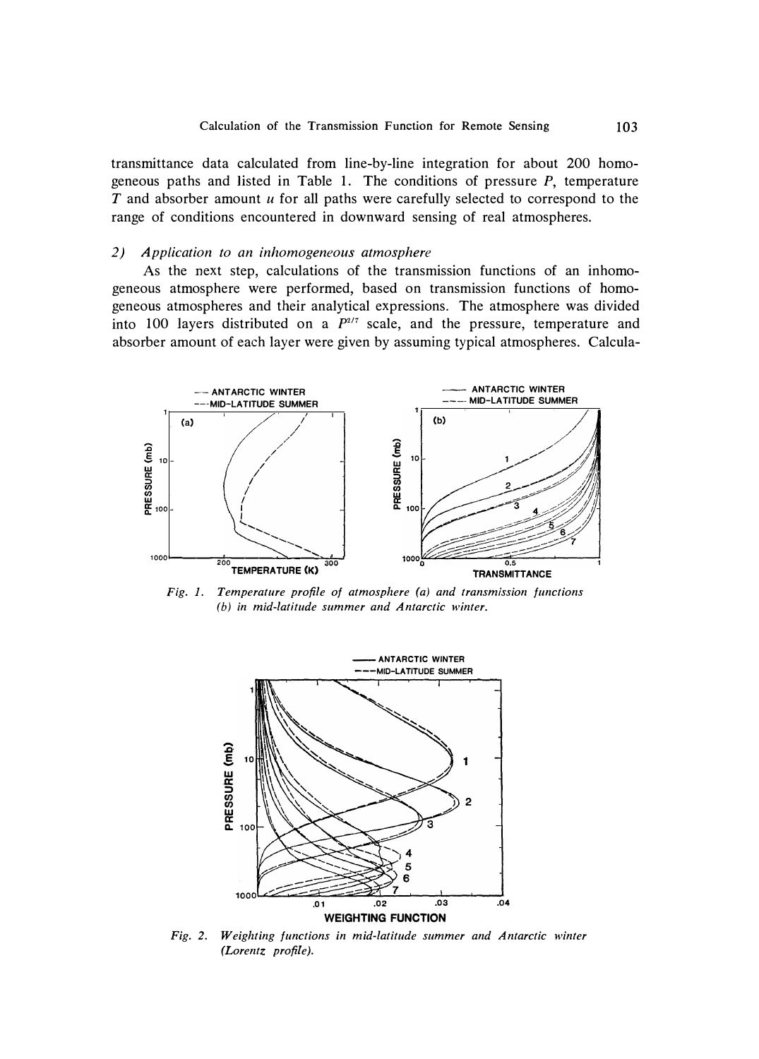transmittance data calculated from line-by-line integration for about 200 homogeneous paths and listed in Table 1. The conditions of pressure $P$, temperature $T$ and absorber amount $u$ for all paths were carefully selected to correspond to the range of conditions encountered in downward sensing of real atmospheres.

### 2) *Application to an inhomogeneous atmosphere*

As the next step, calculations of the transmission functions of an inhomogeneous atmosphere were performed, based on transmission functions of homogeneous atmospheres and their analytical expressions. The atmosphere was divided into 100 layers distributed on a $P^{2/7}$ scale, and the pressure, temperature and absorber amount of each layer were given by assuming typical atmospheres. Calcula-

*Fig. 1. Temperature profile of atmosphere (a) and transmission functions (b) in mid-latitude summer and Antarctic winter.*

*Fig. 2. Weighting functions in mid-latitude summer and Antarctic winter (Lorentz profile).*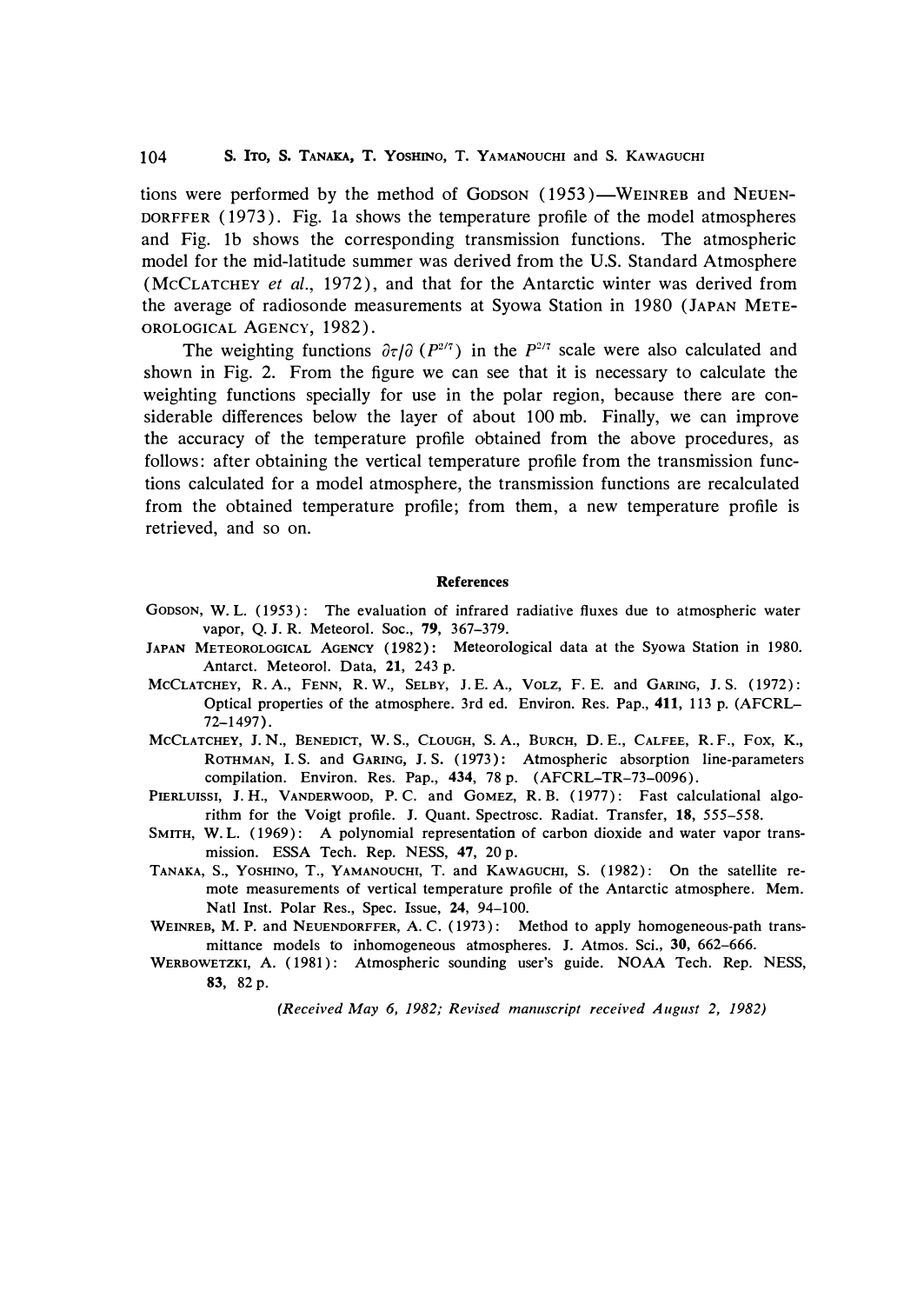tions were performed by the method of GODSON (1953)—WEINREB and NEUENDORFFER (1973). Fig. 1a shows the temperature profile of the model atmospheres and Fig. 1b shows the corresponding transmission functions. The atmospheric model for the mid-latitude summer was derived from the U.S. Standard Atmosphere (MCCLATCHEY *et al.*, 1972), and that for the Antarctic winter was derived from the average of radiosonde measurements at Syowa Station in 1980 (JAPAN METEOROLOGICAL AGENCY, 1982).

The weighting functions $\partial\tau/\partial(P^{2/7})$ in the $P^{2/7}$ scale were also calculated and shown in Fig. 2. From the figure we can see that it is necessary to calculate the weighting functions specially for use in the polar region, because there are considerable differences below the layer of about 100 mb. Finally, we can improve the accuracy of the temperature profile obtained from the above procedures, as follows: after obtaining the vertical temperature profile from the transmission functions calculated for a model atmosphere, the transmission functions are recalculated from the obtained temperature profile; from them, a new temperature profile is retrieved, and so on.

## References

GODSON, W. L. (1953): The evaluation of infrared radiative fluxes due to atmospheric water vapor, Q. J. R. Meteorol. Soc., **79**, 367–379.

JAPAN METEOROLOGICAL AGENCY (1982): Meteorological data at the Syowa Station in 1980. Antarct. Meteorol. Data, **21**, 243 p.

MCCLATCHEY, R. A., FENN, R. W., SELBY, J. E. A., VOLZ, F. E. and GARING, J. S. (1972): Optical properties of the atmosphere. 3rd ed. Environ. Res. Pap., **411**, 113 p. (AFCRL–72–1497).

MCCLATCHEY, J. N., BENEDICT, W. S., CLOUGH, S. A., BURCH, D. E., CALFEE, R. F., FOX, K., ROTHMAN, I. S. and GARING, J. S. (1973): Atmospheric absorption line-parameters compilation. Environ. Res. Pap., **434**, 78 p. (AFCRL–TR–73–0096).

PIERLUISSI, J. H., VANDERWOOD, P. C. and GOMEZ, R. B. (1977): Fast calculational algorithm for the Voigt profile. J. Quant. Spectrosc. Radiat. Transfer, **18**, 555–558.

SMITH, W. L. (1969): A polynomial representation of carbon dioxide and water vapor transmission. ESSA Tech. Rep. NESS, **47**, 20 p.

TANAKA, S., YOSHINO, T., YAMANOUCHI, T. and KAWAGUCHI, S. (1982): On the satellite remote measurements of vertical temperature profile of the Antarctic atmosphere. Mem. Natl Inst. Polar Res., Spec. Issue, **24**, 94–100.

WEINREB, M. P. and NEUENDORFFER, A. C. (1973): Method to apply homogeneous-path transmittance models to inhomogeneous atmospheres. J. Atmos. Sci., **30**, 662–666.

WERBOWETZKI, A. (1981): Atmospheric sounding user's guide. NOAA Tech. Rep. NESS, **83**, 82 p.

*(Received May 6, 1982; Revised manuscript received August 2, 1982)*